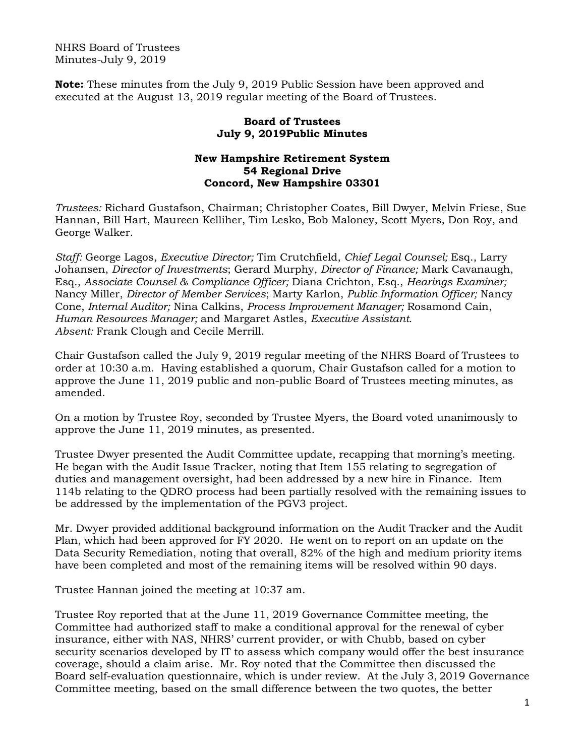NHRS Board of Trustees
Minutes-July 9, 2019

**Note:** These minutes from the July 9, 2019 Public Session have been approved and executed at the August 13, 2019 regular meeting of the Board of Trustees.

**Board of Trustees**
**July 9, 2019Public Minutes**

**New Hampshire Retirement System**
**54 Regional Drive**
**Concord, New Hampshire 03301**

*Trustees:* Richard Gustafson, Chairman; Christopher Coates, Bill Dwyer, Melvin Friese, Sue Hannan, Bill Hart, Maureen Kelliher, Tim Lesko, Bob Maloney, Scott Myers, Don Roy, and George Walker.

*Staff:* George Lagos, *Executive Director;* Tim Crutchfield, *Chief Legal Counsel;* Esq., Larry Johansen, *Director of Investments*; Gerard Murphy, *Director of Finance;* Mark Cavanaugh, Esq., *Associate Counsel & Compliance Officer;* Diana Crichton, Esq., *Hearings Examiner;* Nancy Miller, *Director of Member Services*; Marty Karlon, *Public Information Officer;* Nancy Cone, *Internal Auditor;* Nina Calkins, *Process Improvement Manager;* Rosamond Cain, *Human Resources Manager;* and Margaret Astles, *Executive Assistant.*
*Absent:* Frank Clough and Cecile Merrill.

Chair Gustafson called the July 9, 2019 regular meeting of the NHRS Board of Trustees to order at 10:30 a.m. Having established a quorum, Chair Gustafson called for a motion to approve the June 11, 2019 public and non-public Board of Trustees meeting minutes, as amended.

On a motion by Trustee Roy, seconded by Trustee Myers, the Board voted unanimously to approve the June 11, 2019 minutes, as presented.

Trustee Dwyer presented the Audit Committee update, recapping that morning's meeting. He began with the Audit Issue Tracker, noting that Item 155 relating to segregation of duties and management oversight, had been addressed by a new hire in Finance. Item 114b relating to the QDRO process had been partially resolved with the remaining issues to be addressed by the implementation of the PGV3 project.

Mr. Dwyer provided additional background information on the Audit Tracker and the Audit Plan, which had been approved for FY 2020. He went on to report on an update on the Data Security Remediation, noting that overall, 82% of the high and medium priority items have been completed and most of the remaining items will be resolved within 90 days.

Trustee Hannan joined the meeting at 10:37 am.

Trustee Roy reported that at the June 11, 2019 Governance Committee meeting, the Committee had authorized staff to make a conditional approval for the renewal of cyber insurance, either with NAS, NHRS' current provider, or with Chubb, based on cyber security scenarios developed by IT to assess which company would offer the best insurance coverage, should a claim arise. Mr. Roy noted that the Committee then discussed the Board self-evaluation questionnaire, which is under review. At the July 3, 2019 Governance Committee meeting, based on the small difference between the two quotes, the better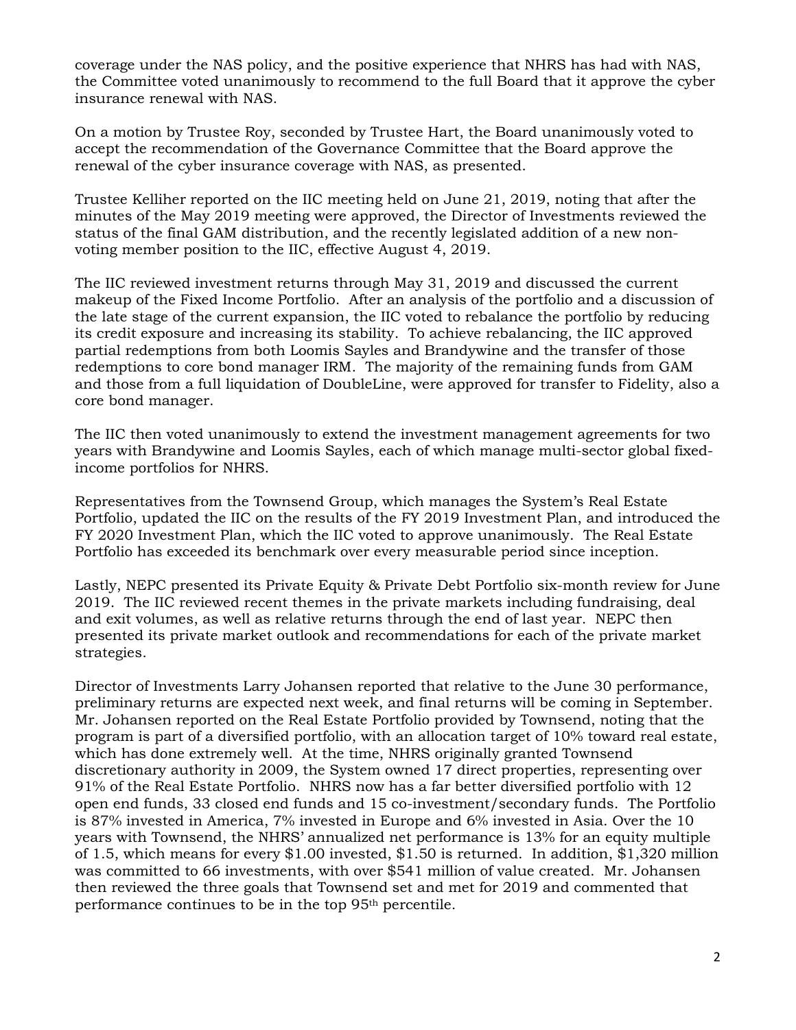coverage under the NAS policy, and the positive experience that NHRS has had with NAS, the Committee voted unanimously to recommend to the full Board that it approve the cyber insurance renewal with NAS.

On a motion by Trustee Roy, seconded by Trustee Hart, the Board unanimously voted to accept the recommendation of the Governance Committee that the Board approve the renewal of the cyber insurance coverage with NAS, as presented.

Trustee Kelliher reported on the IIC meeting held on June 21, 2019, noting that after the minutes of the May 2019 meeting were approved, the Director of Investments reviewed the status of the final GAM distribution, and the recently legislated addition of a new non-voting member position to the IIC, effective August 4, 2019.

The IIC reviewed investment returns through May 31, 2019 and discussed the current makeup of the Fixed Income Portfolio. After an analysis of the portfolio and a discussion of the late stage of the current expansion, the IIC voted to rebalance the portfolio by reducing its credit exposure and increasing its stability. To achieve rebalancing, the IIC approved partial redemptions from both Loomis Sayles and Brandywine and the transfer of those redemptions to core bond manager IRM. The majority of the remaining funds from GAM and those from a full liquidation of DoubleLine, were approved for transfer to Fidelity, also a core bond manager.

The IIC then voted unanimously to extend the investment management agreements for two years with Brandywine and Loomis Sayles, each of which manage multi-sector global fixed-income portfolios for NHRS.

Representatives from the Townsend Group, which manages the System's Real Estate Portfolio, updated the IIC on the results of the FY 2019 Investment Plan, and introduced the FY 2020 Investment Plan, which the IIC voted to approve unanimously. The Real Estate Portfolio has exceeded its benchmark over every measurable period since inception.

Lastly, NEPC presented its Private Equity & Private Debt Portfolio six-month review for June 2019. The IIC reviewed recent themes in the private markets including fundraising, deal and exit volumes, as well as relative returns through the end of last year. NEPC then presented its private market outlook and recommendations for each of the private market strategies.

Director of Investments Larry Johansen reported that relative to the June 30 performance, preliminary returns are expected next week, and final returns will be coming in September. Mr. Johansen reported on the Real Estate Portfolio provided by Townsend, noting that the program is part of a diversified portfolio, with an allocation target of 10% toward real estate, which has done extremely well. At the time, NHRS originally granted Townsend discretionary authority in 2009, the System owned 17 direct properties, representing over 91% of the Real Estate Portfolio. NHRS now has a far better diversified portfolio with 12 open end funds, 33 closed end funds and 15 co-investment/secondary funds. The Portfolio is 87% invested in America, 7% invested in Europe and 6% invested in Asia. Over the 10 years with Townsend, the NHRS' annualized net performance is 13% for an equity multiple of 1.5, which means for every $1.00 invested, $1.50 is returned. In addition, $1,320 million was committed to 66 investments, with over $541 million of value created. Mr. Johansen then reviewed the three goals that Townsend set and met for 2019 and commented that performance continues to be in the top 95th percentile.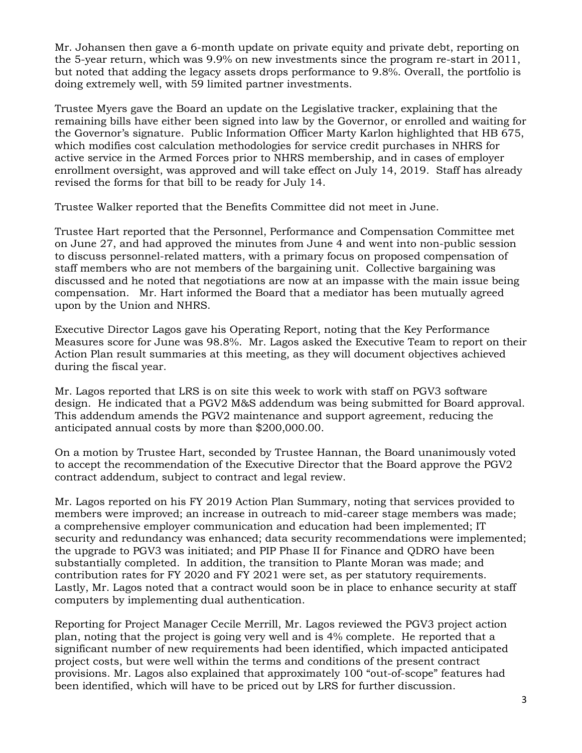Mr. Johansen then gave a 6-month update on private equity and private debt, reporting on the 5-year return, which was 9.9% on new investments since the program re-start in 2011, but noted that adding the legacy assets drops performance to 9.8%. Overall, the portfolio is doing extremely well, with 59 limited partner investments.

Trustee Myers gave the Board an update on the Legislative tracker, explaining that the remaining bills have either been signed into law by the Governor, or enrolled and waiting for the Governor's signature. Public Information Officer Marty Karlon highlighted that HB 675, which modifies cost calculation methodologies for service credit purchases in NHRS for active service in the Armed Forces prior to NHRS membership, and in cases of employer enrollment oversight, was approved and will take effect on July 14, 2019. Staff has already revised the forms for that bill to be ready for July 14.

Trustee Walker reported that the Benefits Committee did not meet in June.

Trustee Hart reported that the Personnel, Performance and Compensation Committee met on June 27, and had approved the minutes from June 4 and went into non-public session to discuss personnel-related matters, with a primary focus on proposed compensation of staff members who are not members of the bargaining unit. Collective bargaining was discussed and he noted that negotiations are now at an impasse with the main issue being compensation. Mr. Hart informed the Board that a mediator has been mutually agreed upon by the Union and NHRS.

Executive Director Lagos gave his Operating Report, noting that the Key Performance Measures score for June was 98.8%. Mr. Lagos asked the Executive Team to report on their Action Plan result summaries at this meeting, as they will document objectives achieved during the fiscal year.

Mr. Lagos reported that LRS is on site this week to work with staff on PGV3 software design. He indicated that a PGV2 M&S addendum was being submitted for Board approval. This addendum amends the PGV2 maintenance and support agreement, reducing the anticipated annual costs by more than $200,000.00.

On a motion by Trustee Hart, seconded by Trustee Hannan, the Board unanimously voted to accept the recommendation of the Executive Director that the Board approve the PGV2 contract addendum, subject to contract and legal review.

Mr. Lagos reported on his FY 2019 Action Plan Summary, noting that services provided to members were improved; an increase in outreach to mid-career stage members was made; a comprehensive employer communication and education had been implemented; IT security and redundancy was enhanced; data security recommendations were implemented; the upgrade to PGV3 was initiated; and PIP Phase II for Finance and QDRO have been substantially completed. In addition, the transition to Plante Moran was made; and contribution rates for FY 2020 and FY 2021 were set, as per statutory requirements. Lastly, Mr. Lagos noted that a contract would soon be in place to enhance security at staff computers by implementing dual authentication.

Reporting for Project Manager Cecile Merrill, Mr. Lagos reviewed the PGV3 project action plan, noting that the project is going very well and is 4% complete. He reported that a significant number of new requirements had been identified, which impacted anticipated project costs, but were well within the terms and conditions of the present contract provisions. Mr. Lagos also explained that approximately 100 "out-of-scope" features had been identified, which will have to be priced out by LRS for further discussion.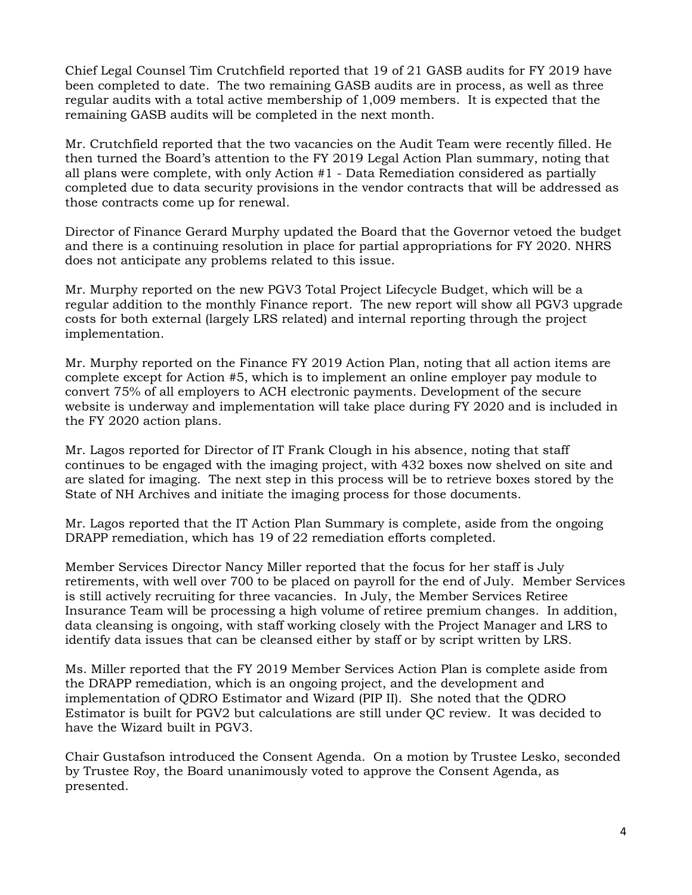Chief Legal Counsel Tim Crutchfield reported that 19 of 21 GASB audits for FY 2019 have been completed to date. The two remaining GASB audits are in process, as well as three regular audits with a total active membership of 1,009 members. It is expected that the remaining GASB audits will be completed in the next month.

Mr. Crutchfield reported that the two vacancies on the Audit Team were recently filled. He then turned the Board's attention to the FY 2019 Legal Action Plan summary, noting that all plans were complete, with only Action #1 - Data Remediation considered as partially completed due to data security provisions in the vendor contracts that will be addressed as those contracts come up for renewal.

Director of Finance Gerard Murphy updated the Board that the Governor vetoed the budget and there is a continuing resolution in place for partial appropriations for FY 2020. NHRS does not anticipate any problems related to this issue.

Mr. Murphy reported on the new PGV3 Total Project Lifecycle Budget, which will be a regular addition to the monthly Finance report. The new report will show all PGV3 upgrade costs for both external (largely LRS related) and internal reporting through the project implementation.

Mr. Murphy reported on the Finance FY 2019 Action Plan, noting that all action items are complete except for Action #5, which is to implement an online employer pay module to convert 75% of all employers to ACH electronic payments. Development of the secure website is underway and implementation will take place during FY 2020 and is included in the FY 2020 action plans.

Mr. Lagos reported for Director of IT Frank Clough in his absence, noting that staff continues to be engaged with the imaging project, with 432 boxes now shelved on site and are slated for imaging. The next step in this process will be to retrieve boxes stored by the State of NH Archives and initiate the imaging process for those documents.

Mr. Lagos reported that the IT Action Plan Summary is complete, aside from the ongoing DRAPP remediation, which has 19 of 22 remediation efforts completed.

Member Services Director Nancy Miller reported that the focus for her staff is July retirements, with well over 700 to be placed on payroll for the end of July. Member Services is still actively recruiting for three vacancies. In July, the Member Services Retiree Insurance Team will be processing a high volume of retiree premium changes. In addition, data cleansing is ongoing, with staff working closely with the Project Manager and LRS to identify data issues that can be cleansed either by staff or by script written by LRS.

Ms. Miller reported that the FY 2019 Member Services Action Plan is complete aside from the DRAPP remediation, which is an ongoing project, and the development and implementation of QDRO Estimator and Wizard (PIP II). She noted that the QDRO Estimator is built for PGV2 but calculations are still under QC review. It was decided to have the Wizard built in PGV3.

Chair Gustafson introduced the Consent Agenda. On a motion by Trustee Lesko, seconded by Trustee Roy, the Board unanimously voted to approve the Consent Agenda, as presented.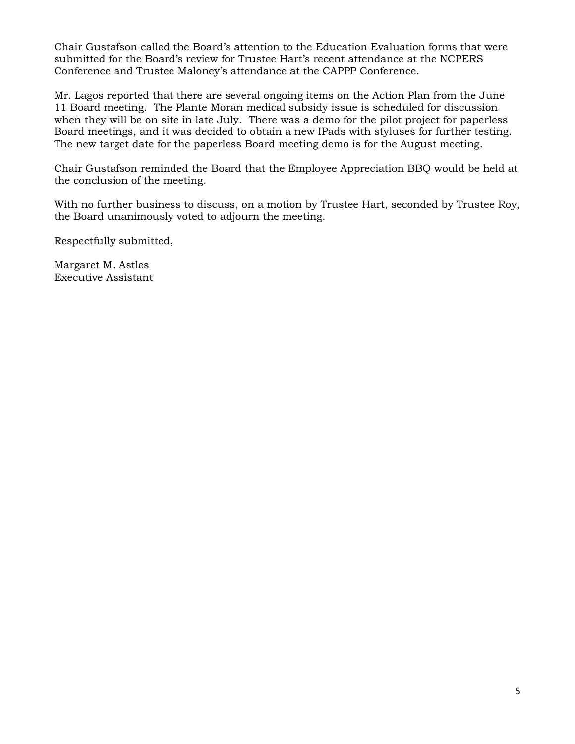Chair Gustafson called the Board's attention to the Education Evaluation forms that were submitted for the Board's review for Trustee Hart's recent attendance at the NCPERS Conference and Trustee Maloney's attendance at the CAPPP Conference.

Mr. Lagos reported that there are several ongoing items on the Action Plan from the June 11 Board meeting. The Plante Moran medical subsidy issue is scheduled for discussion when they will be on site in late July. There was a demo for the pilot project for paperless Board meetings, and it was decided to obtain a new IPads with styluses for further testing. The new target date for the paperless Board meeting demo is for the August meeting.

Chair Gustafson reminded the Board that the Employee Appreciation BBQ would be held at the conclusion of the meeting.

With no further business to discuss, on a motion by Trustee Hart, seconded by Trustee Roy, the Board unanimously voted to adjourn the meeting.

Respectfully submitted,

Margaret M. Astles
Executive Assistant